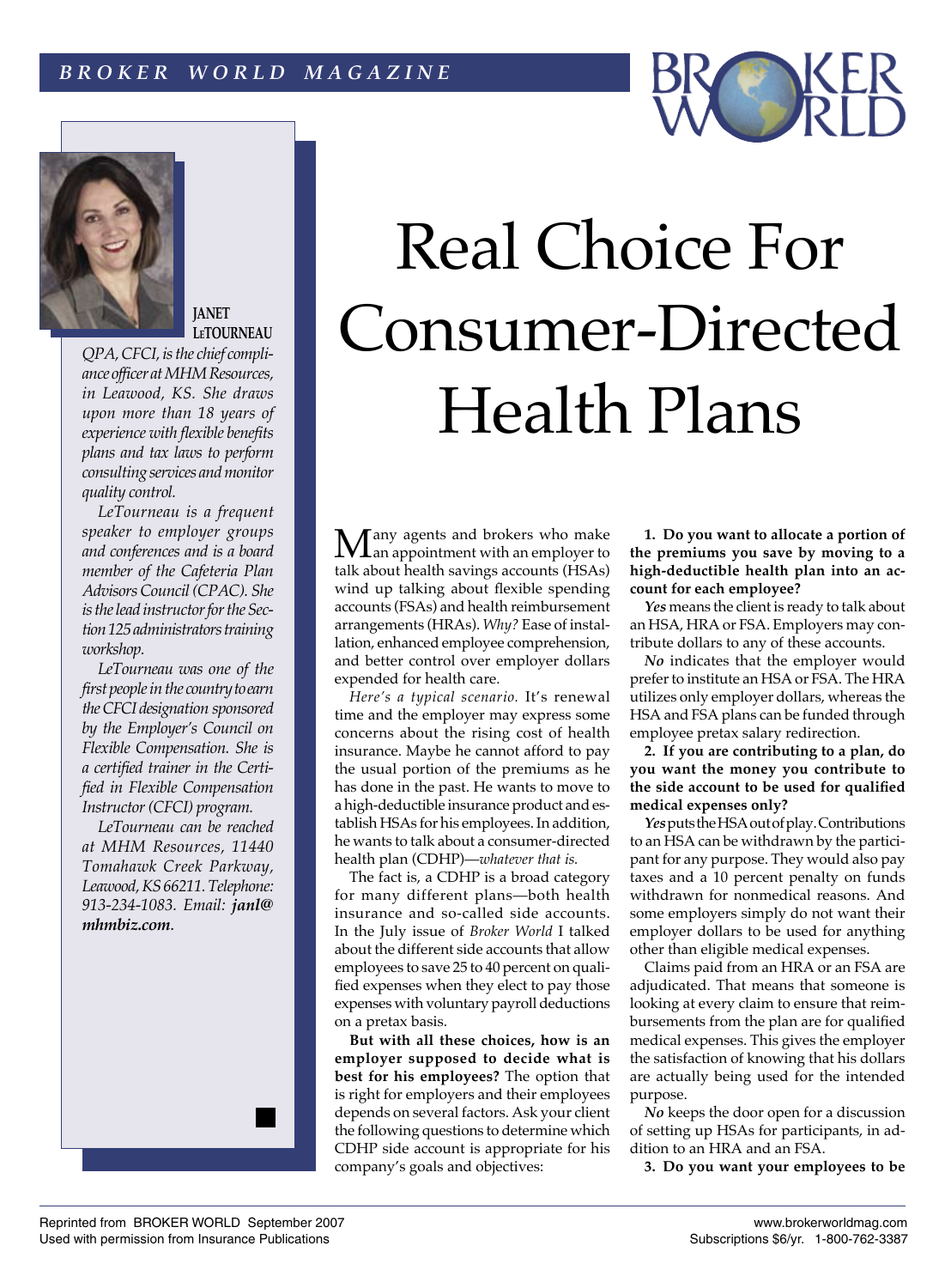# Real Choice For Consumer-Directed Health Plans

**JANET LeTOURNEAU**

*QPA, CFCI, is the chief compliance officer at MHM Resources, in Leawood, KS. She draws upon more than 18 years of experience with flexible benefits plans and tax laws to perform consulting services and monitor quality control.*

*LeTourneau is a frequent speaker to employer groups and conferences and is a board member of the Cafeteria Plan Advisors Council (CPAC). She is the lead instructor for the Section 125 administrators training workshop.*

*LeTourneau was one of the first people in the country to earn the CFCI designation sponsored by the Employer's Council on Flexible Compensation. She is a certified trainer in the Certified in Flexible Compensation Instructor (CFCI) program.*

*LeTourneau can be reached at MHM Resources, 11440 Tomahawk Creek Parkway, Leawood, KS 66211. Telephone: 913-234-1083. Email:* ***janl@mhmbiz.com****.*

Many agents and brokers who make an appointment with an employer to talk about health savings accounts (HSAs) wind up talking about flexible spending accounts (FSAs) and health reimbursement arrangements (HRAs). *Why?* Ease of installation, enhanced employee comprehension, and better control over employer dollars expended for health care.

*Here's a typical scenario.* It's renewal time and the employer may express some concerns about the rising cost of health insurance. Maybe he cannot afford to pay the usual portion of the premiums as he has done in the past. He wants to move to a high-deductible insurance product and establish HSAs for his employees. In addition, he wants to talk about a consumer-directed health plan (CDHP)—*whatever that is.*

The fact is, a CDHP is a broad category for many different plans—both health insurance and so-called side accounts. In the July issue of *Broker World* I talked about the different side accounts that allow employees to save 25 to 40 percent on qualified expenses when they elect to pay those expenses with voluntary payroll deductions on a pretax basis.

**But with all these choices, how is an employer supposed to decide what is best for his employees?** The option that is right for employers and their employees depends on several factors. Ask your client the following questions to determine which CDHP side account is appropriate for his company's goals and objectives:

**1. Do you want to allocate a portion of the premiums you save by moving to a high-deductible health plan into an account for each employee?**

***Yes*** means the client is ready to talk about an HSA, HRA or FSA. Employers may contribute dollars to any of these accounts.

***No*** indicates that the employer would prefer to institute an HSA or FSA. The HRA utilizes only employer dollars, whereas the HSA and FSA plans can be funded through employee pretax salary redirection.

**2. If you are contributing to a plan, do you want the money you contribute to the side account to be used for qualified medical expenses only?**

***Yes*** puts the HSA out of play. Contributions to an HSA can be withdrawn by the participant for any purpose. They would also pay taxes and a 10 percent penalty on funds withdrawn for nonmedical reasons. And some employers simply do not want their employer dollars to be used for anything other than eligible medical expenses.

Claims paid from an HRA or an FSA are adjudicated. That means that someone is looking at every claim to ensure that reimbursements from the plan are for qualified medical expenses. This gives the employer the satisfaction of knowing that his dollars are actually being used for the intended purpose.

***No*** keeps the door open for a discussion of setting up HSAs for participants, in addition to an HRA and an FSA.

**3. Do you want your employees to be**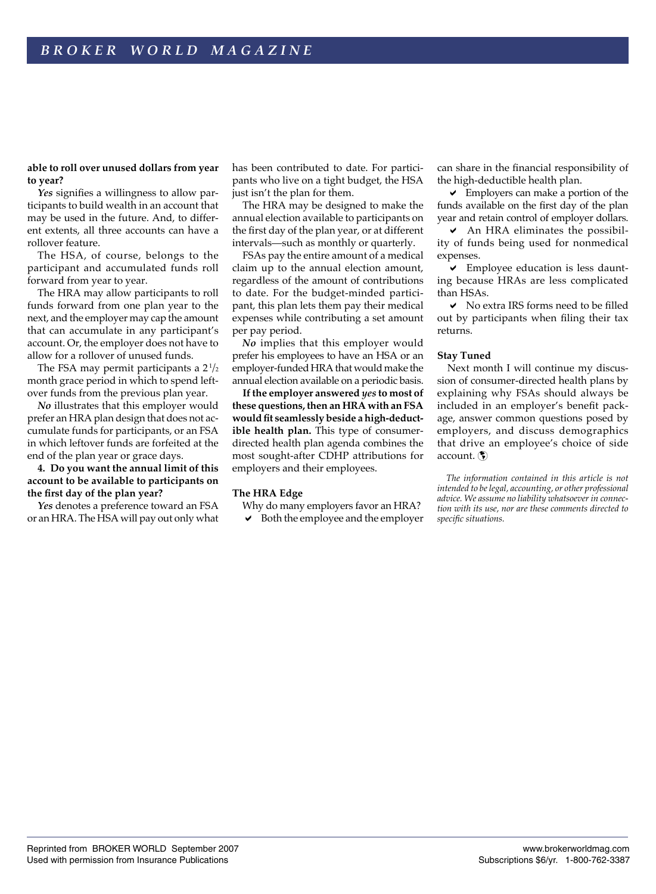**able to roll over unused dollars from year to year?**

***Yes*** signifies a willingness to allow participants to build wealth in an account that may be used in the future. And, to different extents, all three accounts can have a rollover feature.

The HSA, of course, belongs to the participant and accumulated funds roll forward from year to year.

The HRA may allow participants to roll funds forward from one plan year to the next, and the employer may cap the amount that can accumulate in any participant's account. Or, the employer does not have to allow for a rollover of unused funds.

The FSA may permit participants a 2½ month grace period in which to spend leftover funds from the previous plan year.

***No*** illustrates that this employer would prefer an HRA plan design that does not accumulate funds for participants, or an FSA in which leftover funds are forfeited at the end of the plan year or grace days.

**4. Do you want the annual limit of this account to be available to participants on the first day of the plan year?**

***Yes*** denotes a preference toward an FSA or an HRA. The HSA will pay out only what has been contributed to date. For participants who live on a tight budget, the HSA just isn't the plan for them.

The HRA may be designed to make the annual election available to participants on the first day of the plan year, or at different intervals—such as monthly or quarterly.

FSAs pay the entire amount of a medical claim up to the annual election amount, regardless of the amount of contributions to date. For the budget-minded participant, this plan lets them pay their medical expenses while contributing a set amount per pay period.

***No*** implies that this employer would prefer his employees to have an HSA or an employer-funded HRA that would make the annual election available on a periodic basis.

**If the employer answered *yes* to most of these questions, then an HRA with an FSA would fit seamlessly beside a high-deductible health plan.** This type of consumer-directed health plan agenda combines the most sought-after CDHP attributions for employers and their employees.

### The HRA Edge

Why do many employers favor an HRA?

- ✔ Both the employee and the employer can share in the financial responsibility of the high-deductible health plan.
- ✔ Employers can make a portion of the funds available on the first day of the plan year and retain control of employer dollars.
- ✔ An HRA eliminates the possibility of funds being used for nonmedical expenses.
- ✔ Employee education is less daunting because HRAs are less complicated than HSAs.
- ✔ No extra IRS forms need to be filled out by participants when filing their tax returns.

### Stay Tuned

Next month I will continue my discussion of consumer-directed health plans by explaining why FSAs should always be included in an employer's benefit package, answer common questions posed by employers, and discuss demographics that drive an employee's choice of side account.

*The information contained in this article is not intended to be legal, accounting, or other professional advice. We assume no liability whatsoever in connection with its use, nor are these comments directed to specific situations.*

Reprinted from BROKER WORLD September 2007
Used with permission from Insurance Publications

www.brokerworldmag.com
Subscriptions $6/yr. 1-800-762-3387